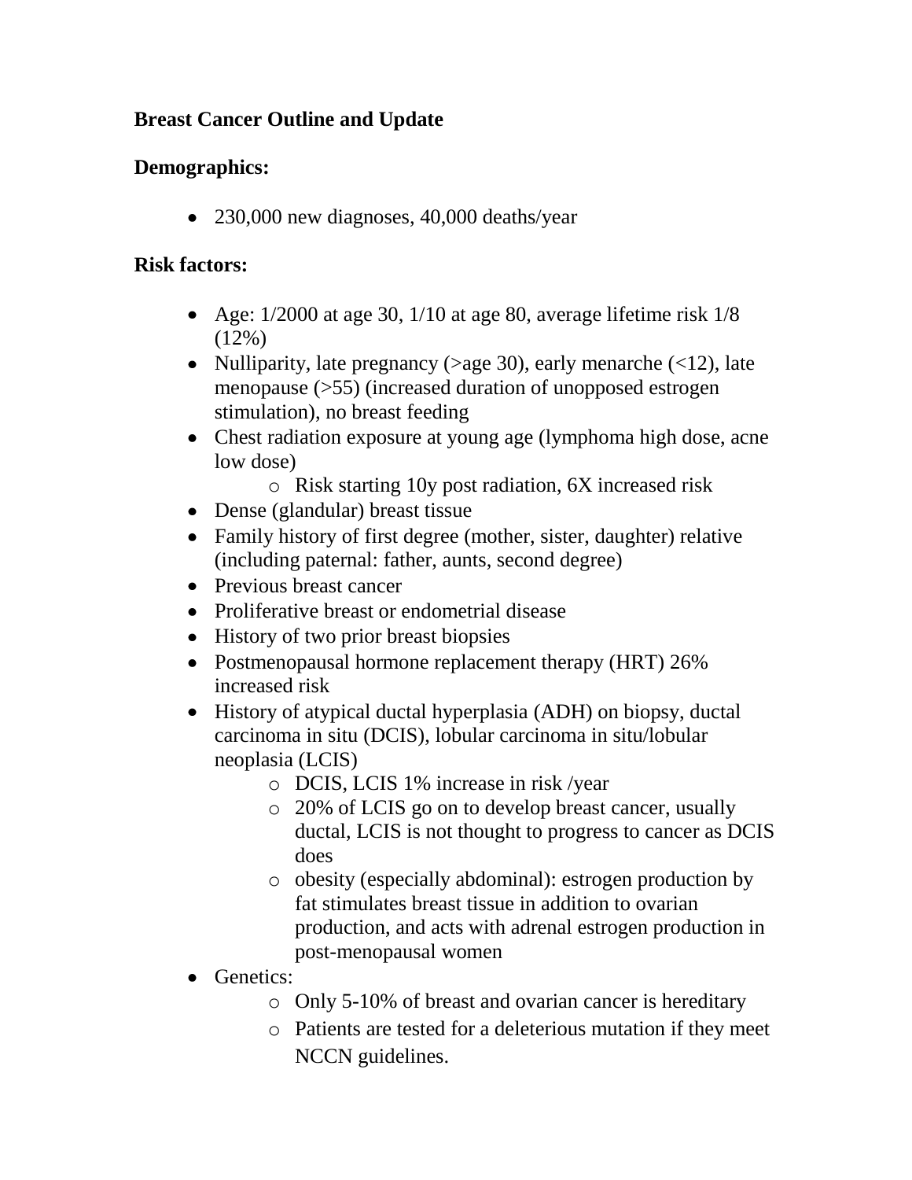**Breast Cancer Outline and Update**

**Demographics:**

- 230,000 new diagnoses, 40,000 deaths/year

**Risk factors:**

- Age: 1/2000 at age 30, 1/10 at age 80, average lifetime risk 1/8 (12%)
- Nulliparity, late pregnancy (>age 30), early menarche (<12), late menopause (>55) (increased duration of unopposed estrogen stimulation), no breast feeding
- Chest radiation exposure at young age (lymphoma high dose, acne low dose)
  - Risk starting 10y post radiation, 6X increased risk
- Dense (glandular) breast tissue
- Family history of first degree (mother, sister, daughter) relative (including paternal: father, aunts, second degree)
- Previous breast cancer
- Proliferative breast or endometrial disease
- History of two prior breast biopsies
- Postmenopausal hormone replacement therapy (HRT) 26% increased risk
- History of atypical ductal hyperplasia (ADH) on biopsy, ductal carcinoma in situ (DCIS), lobular carcinoma in situ/lobular neoplasia (LCIS)
  - DCIS, LCIS 1% increase in risk /year
  - 20% of LCIS go on to develop breast cancer, usually ductal, LCIS is not thought to progress to cancer as DCIS does
  - obesity (especially abdominal): estrogen production by fat stimulates breast tissue in addition to ovarian production, and acts with adrenal estrogen production in post-menopausal women
- Genetics:
  - Only 5-10% of breast and ovarian cancer is hereditary
  - Patients are tested for a deleterious mutation if they meet NCCN guidelines.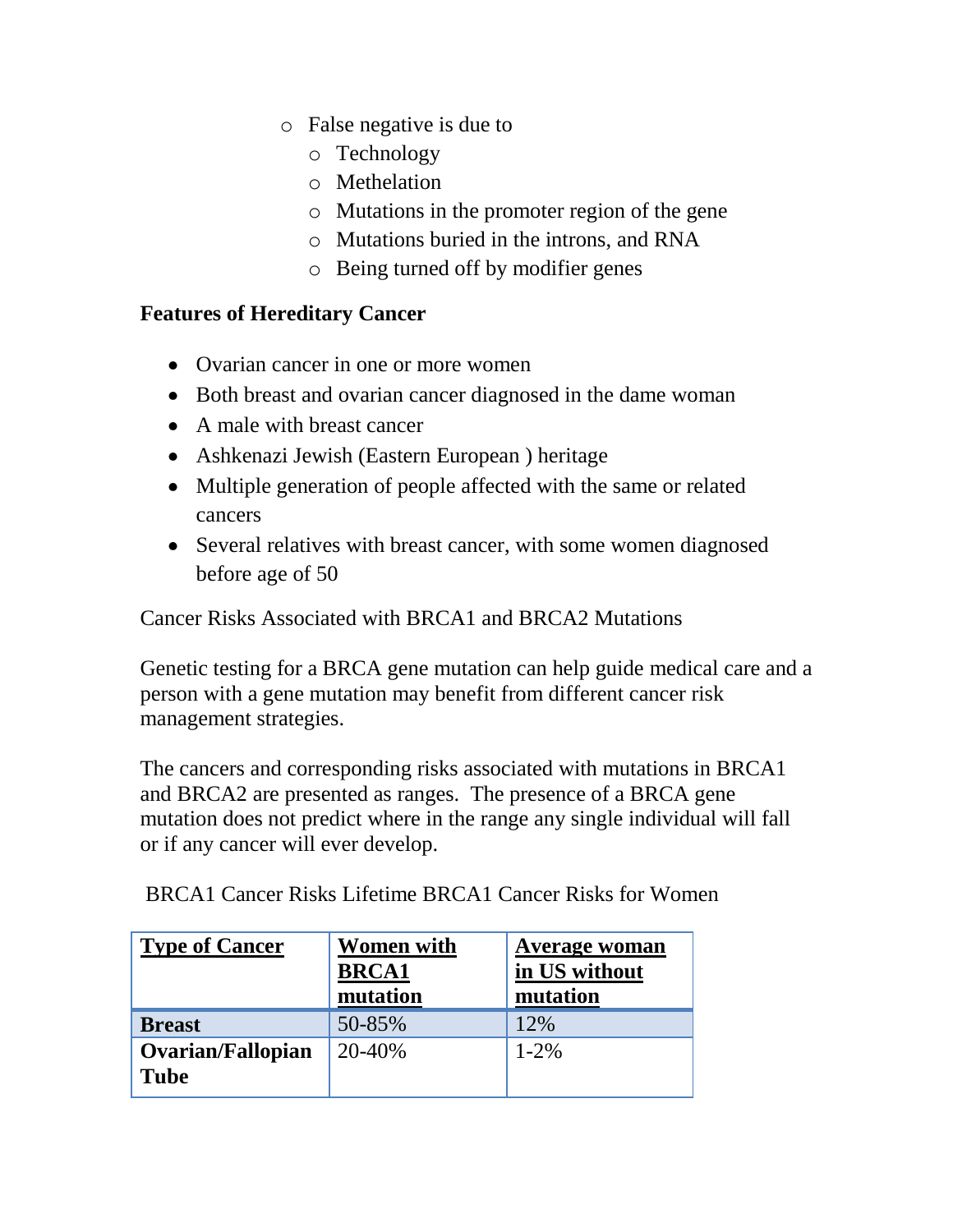- False negative is due to
  - Technology
  - Methelation
  - Mutations in the promoter region of the gene
  - Mutations buried in the introns, and RNA
  - Being turned off by modifier genes

**Features of Hereditary Cancer**

- Ovarian cancer in one or more women
- Both breast and ovarian cancer diagnosed in the dame woman
- A male with breast cancer
- Ashkenazi Jewish (Eastern European ) heritage
- Multiple generation of people affected with the same or related cancers
- Several relatives with breast cancer, with some women diagnosed before age of 50

Cancer Risks Associated with BRCA1 and BRCA2 Mutations

Genetic testing for a BRCA gene mutation can help guide medical care and a person with a gene mutation may benefit from different cancer risk management strategies.

The cancers and corresponding risks associated with mutations in BRCA1 and BRCA2 are presented as ranges. The presence of a BRCA gene mutation does not predict where in the range any single individual will fall or if any cancer will ever develop.

BRCA1 Cancer Risks Lifetime BRCA1 Cancer Risks for Women

| Type of Cancer | Women with BRCA1 mutation | Average woman in US without mutation |
|---|---|---|
| **Breast** | 50-85% | 12% |
| **Ovarian/Fallopian Tube** | 20-40% | 1-2% |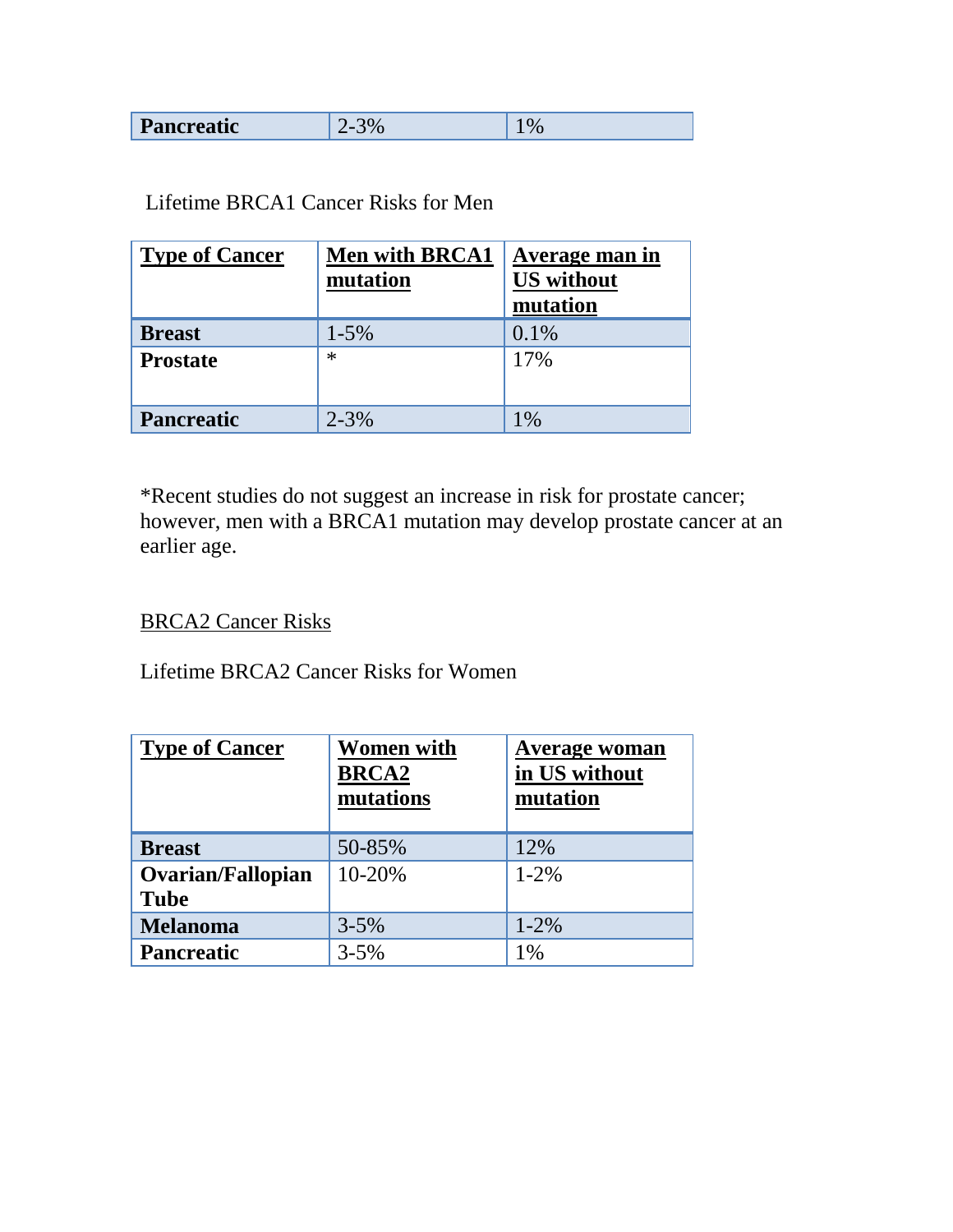| Pancreatic | 2-3% | 1% |
|---|---|---|

Lifetime BRCA1 Cancer Risks for Men

| Type of Cancer | Men with BRCA1 mutation | Average man in US without mutation |
|---|---|---|
| **Breast** | 1-5% | 0.1% |
| **Prostate** | * | 17% |
| **Pancreatic** | 2-3% | 1% |

*Recent studies do not suggest an increase in risk for prostate cancer; however, men with a BRCA1 mutation may develop prostate cancer at an earlier age.

## BRCA2 Cancer Risks

Lifetime BRCA2 Cancer Risks for Women

| Type of Cancer | Women with BRCA2 mutations | Average woman in US without mutation |
|---|---|---|
| **Breast** | 50-85% | 12% |
| **Ovarian/Fallopian Tube** | 10-20% | 1-2% |
| **Melanoma** | 3-5% | 1-2% |
| **Pancreatic** | 3-5% | 1% |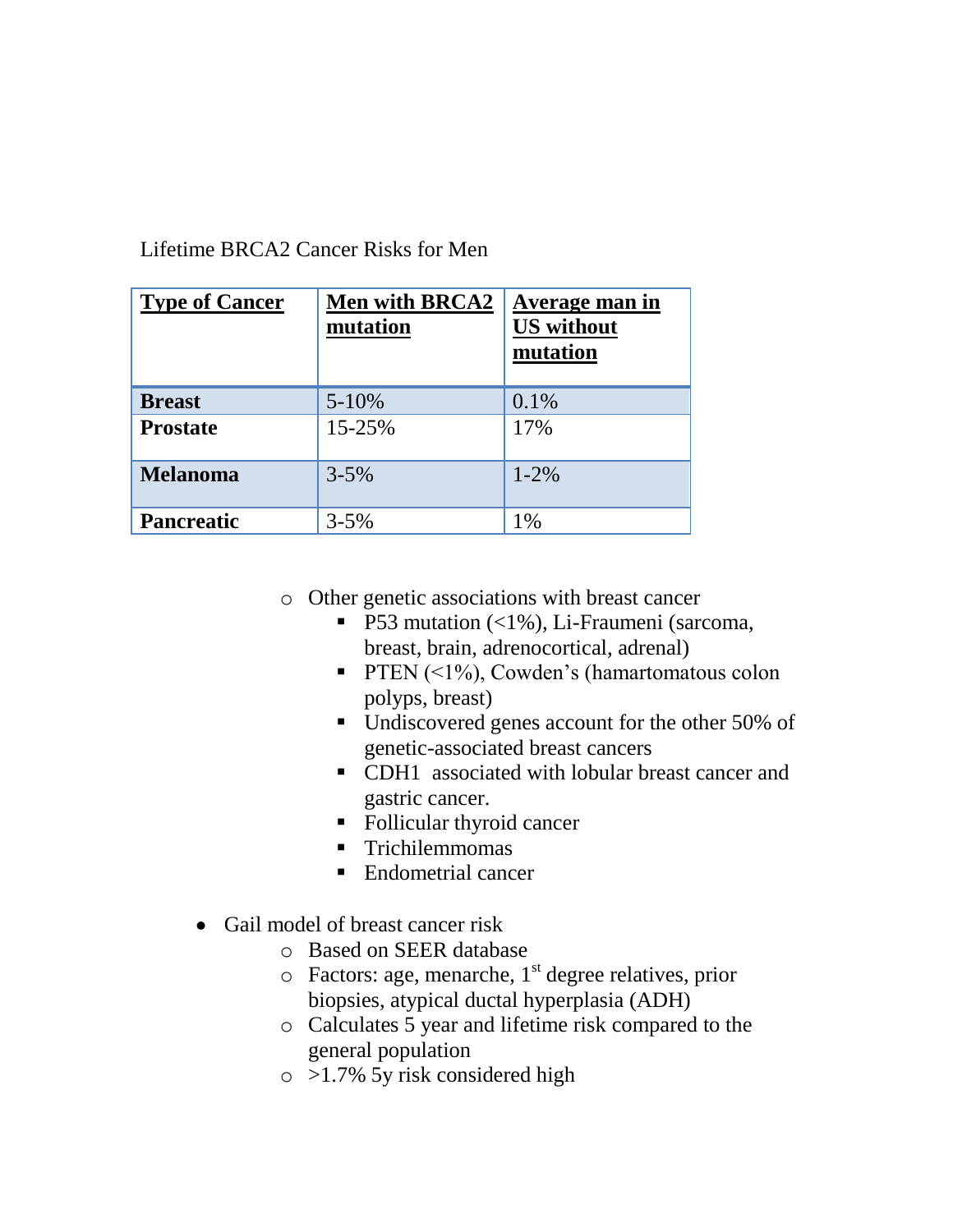Lifetime BRCA2 Cancer Risks for Men

| **Type of Cancer** | **Men with BRCA2 mutation** | **Average man in US without mutation** |
|---|---|---|
| **Breast** | 5-10% | 0.1% |
| **Prostate** | 15-25% | 17% |
| **Melanoma** | 3-5% | 1-2% |
| **Pancreatic** | 3-5% | 1% |

- Other genetic associations with breast cancer
  - P53 mutation (<1%), Li-Fraumeni (sarcoma, breast, brain, adrenocortical, adrenal)
  - PTEN (<1%), Cowden's (hamartomatous colon polyps, breast)
  - Undiscovered genes account for the other 50% of genetic-associated breast cancers
  - CDH1 associated with lobular breast cancer and gastric cancer.
  - Follicular thyroid cancer
  - Trichilemmomas
  - Endometrial cancer

- Gail model of breast cancer risk
  - Based on SEER database
  - Factors: age, menarche, 1st degree relatives, prior biopsies, atypical ductal hyperplasia (ADH)
  - Calculates 5 year and lifetime risk compared to the general population
  - >1.7% 5y risk considered high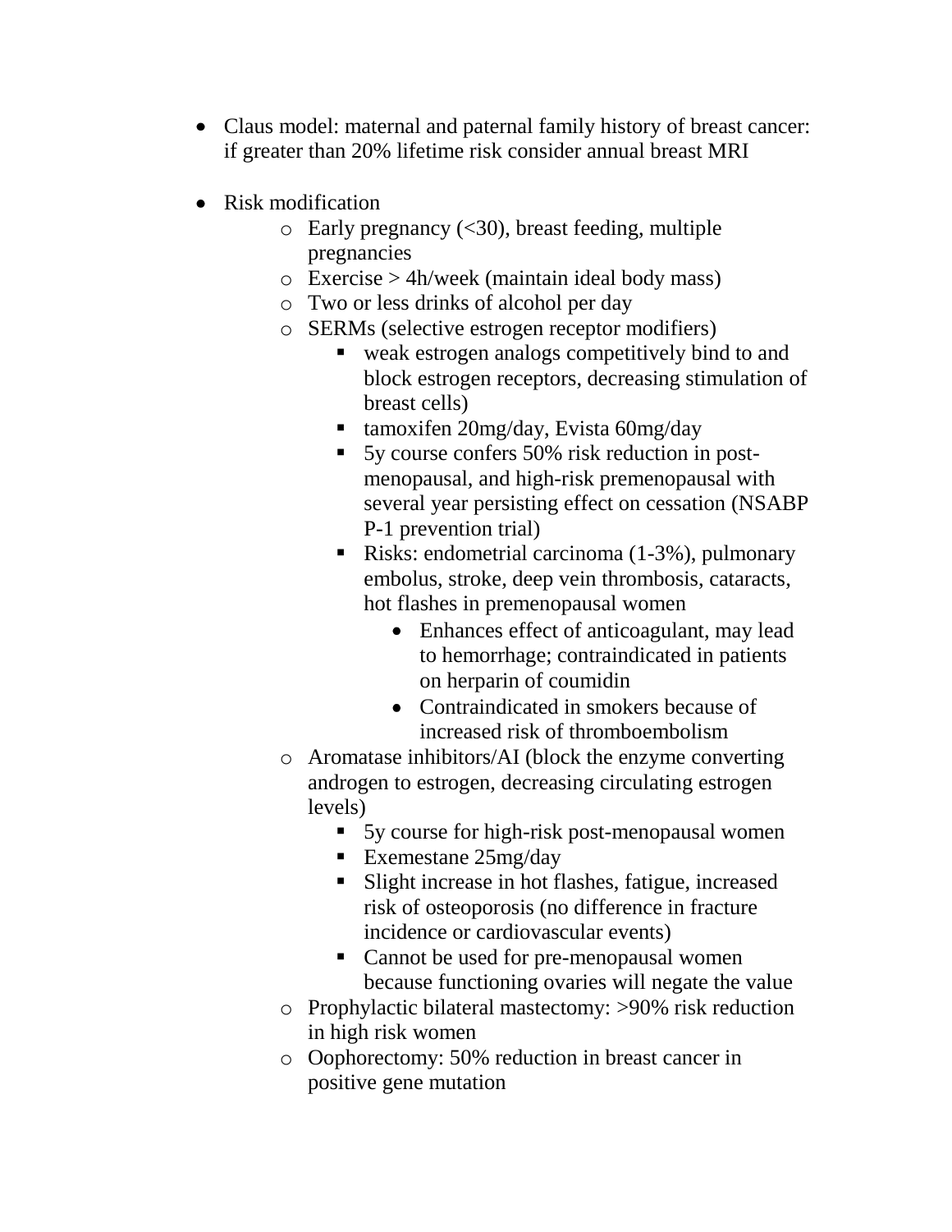- Claus model: maternal and paternal family history of breast cancer: if greater than 20% lifetime risk consider annual breast MRI

- Risk modification
    - Early pregnancy (<30), breast feeding, multiple pregnancies
    - Exercise > 4h/week (maintain ideal body mass)
    - Two or less drinks of alcohol per day
    - SERMs (selective estrogen receptor modifiers)
        - weak estrogen analogs competitively bind to and block estrogen receptors, decreasing stimulation of breast cells)
        - tamoxifen 20mg/day, Evista 60mg/day
        - 5y course confers 50% risk reduction in post-menopausal, and high-risk premenopausal with several year persisting effect on cessation (NSABP P-1 prevention trial)
        - Risks: endometrial carcinoma (1-3%), pulmonary embolus, stroke, deep vein thrombosis, cataracts, hot flashes in premenopausal women
            - Enhances effect of anticoagulant, may lead to hemorrhage; contraindicated in patients on herparin of coumidin
            - Contraindicated in smokers because of increased risk of thromboembolism
    - Aromatase inhibitors/AI (block the enzyme converting androgen to estrogen, decreasing circulating estrogen levels)
        - 5y course for high-risk post-menopausal women
        - Exemestane 25mg/day
        - Slight increase in hot flashes, fatigue, increased risk of osteoporosis (no difference in fracture incidence or cardiovascular events)
        - Cannot be used for pre-menopausal women because functioning ovaries will negate the value
    - Prophylactic bilateral mastectomy: >90% risk reduction in high risk women
    - Oophorectomy: 50% reduction in breast cancer in positive gene mutation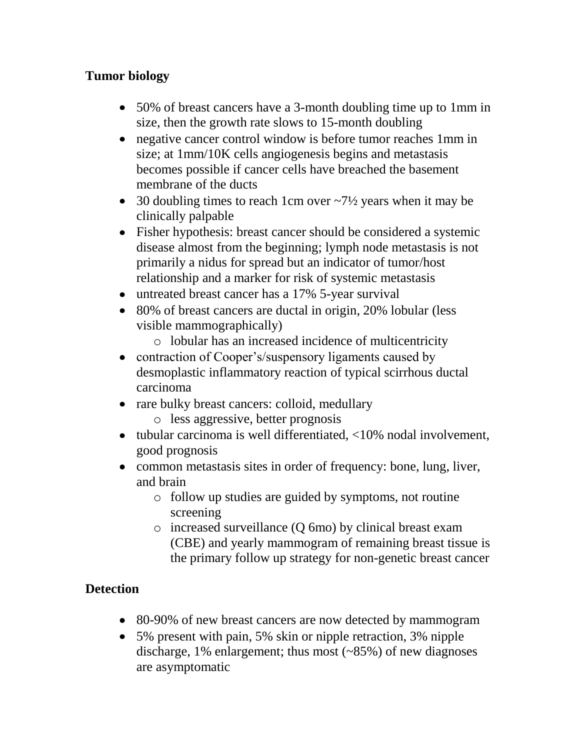**Tumor biology**

- 50% of breast cancers have a 3-month doubling time up to 1mm in size, then the growth rate slows to 15-month doubling
- negative cancer control window is before tumor reaches 1mm in size; at 1mm/10K cells angiogenesis begins and metastasis becomes possible if cancer cells have breached the basement membrane of the ducts
- 30 doubling times to reach 1cm over ~7½ years when it may be clinically palpable
- Fisher hypothesis: breast cancer should be considered a systemic disease almost from the beginning; lymph node metastasis is not primarily a nidus for spread but an indicator of tumor/host relationship and a marker for risk of systemic metastasis
- untreated breast cancer has a 17% 5-year survival
- 80% of breast cancers are ductal in origin, 20% lobular (less visible mammographically)
    - lobular has an increased incidence of multicentricity
- contraction of Cooper's/suspensory ligaments caused by desmoplastic inflammatory reaction of typical scirrhous ductal carcinoma
- rare bulky breast cancers: colloid, medullary
    - less aggressive, better prognosis
- tubular carcinoma is well differentiated, <10% nodal involvement, good prognosis
- common metastasis sites in order of frequency: bone, lung, liver, and brain
    - follow up studies are guided by symptoms, not routine screening
    - increased surveillance (Q 6mo) by clinical breast exam (CBE) and yearly mammogram of remaining breast tissue is the primary follow up strategy for non-genetic breast cancer

**Detection**

- 80-90% of new breast cancers are now detected by mammogram
- 5% present with pain, 5% skin or nipple retraction, 3% nipple discharge, 1% enlargement; thus most (~85%) of new diagnoses are asymptomatic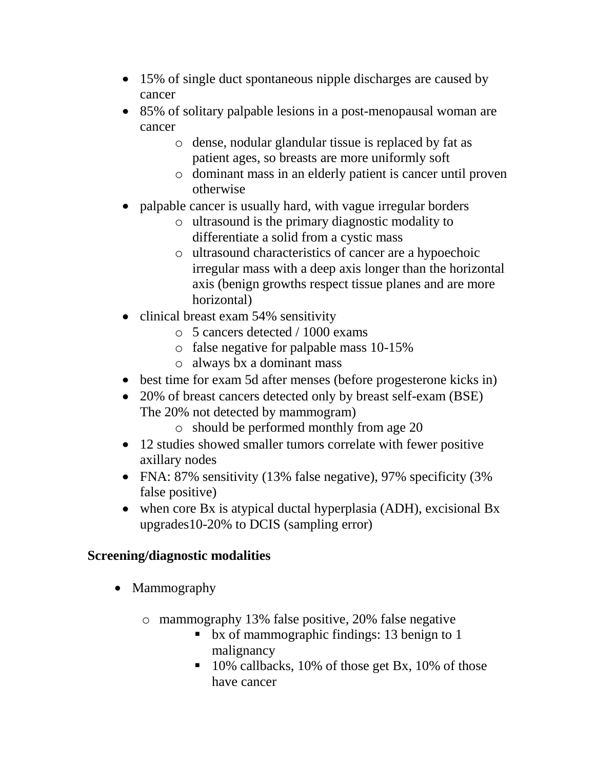- 15% of single duct spontaneous nipple discharges are caused by cancer
- 85% of solitary palpable lesions in a post-menopausal woman are cancer
    - dense, nodular glandular tissue is replaced by fat as patient ages, so breasts are more uniformly soft
    - dominant mass in an elderly patient is cancer until proven otherwise
- palpable cancer is usually hard, with vague irregular borders
    - ultrasound is the primary diagnostic modality to differentiate a solid from a cystic mass
    - ultrasound characteristics of cancer are a hypoechoic irregular mass with a deep axis longer than the horizontal axis (benign growths respect tissue planes and are more horizontal)
- clinical breast exam 54% sensitivity
    - 5 cancers detected / 1000 exams
    - false negative for palpable mass 10-15%
    - always bx a dominant mass
- best time for exam 5d after menses (before progesterone kicks in)
- 20% of breast cancers detected only by breast self-exam (BSE) The 20% not detected by mammogram)
    - should be performed monthly from age 20
- 12 studies showed smaller tumors correlate with fewer positive axillary nodes
- FNA: 87% sensitivity (13% false negative), 97% specificity (3% false positive)
- when core Bx is atypical ductal hyperplasia (ADH), excisional Bx upgrades10-20% to DCIS (sampling error)

**Screening/diagnostic modalities**

- Mammography
    - mammography 13% false positive, 20% false negative
        - bx of mammographic findings: 13 benign to 1 malignancy
        - 10% callbacks, 10% of those get Bx, 10% of those have cancer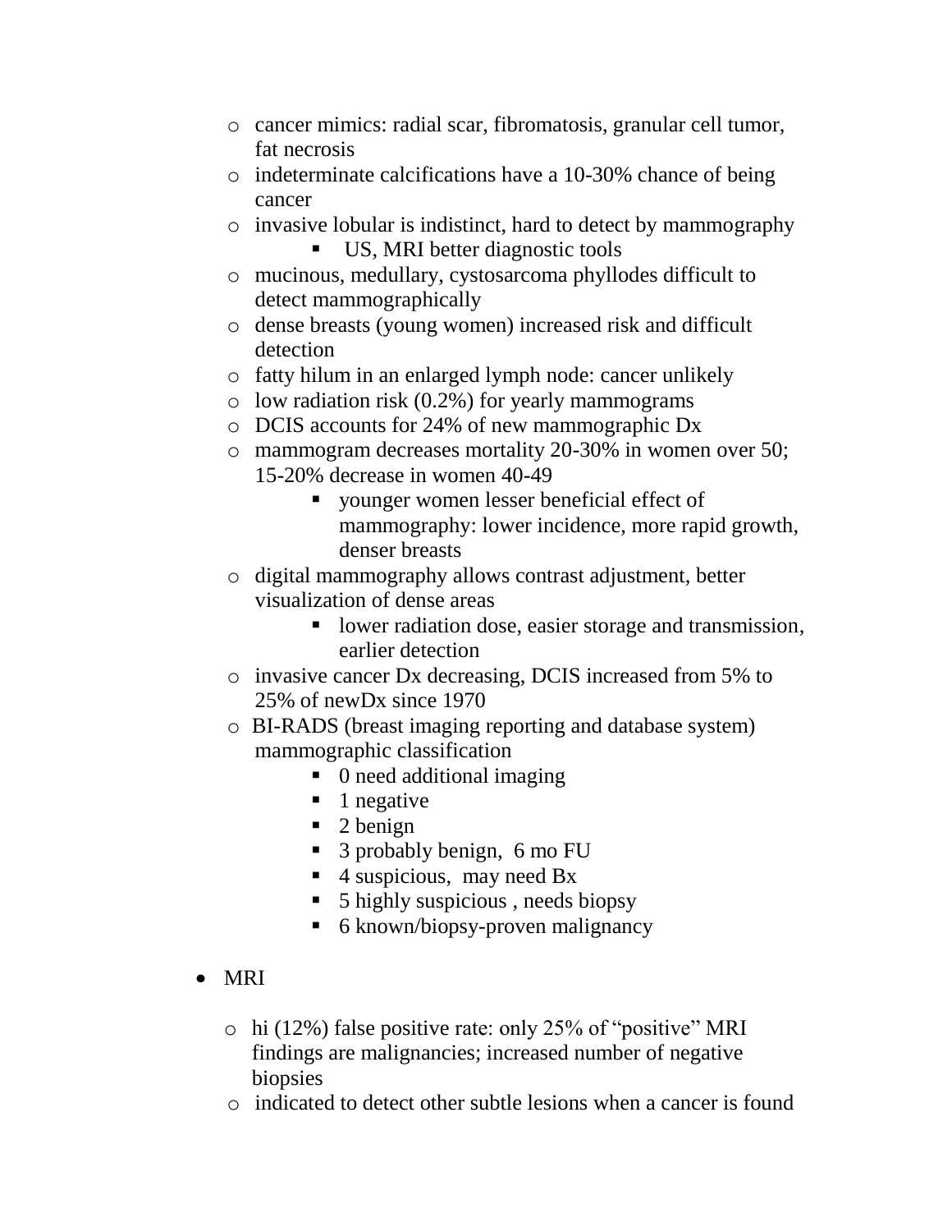- cancer mimics: radial scar, fibromatosis, granular cell tumor, fat necrosis
  - indeterminate calcifications have a 10-30% chance of being cancer
  - invasive lobular is indistinct, hard to detect by mammography
    - US, MRI better diagnostic tools
  - mucinous, medullary, cystosarcoma phyllodes difficult to detect mammographically
  - dense breasts (young women) increased risk and difficult detection
  - fatty hilum in an enlarged lymph node: cancer unlikely
  - low radiation risk (0.2%) for yearly mammograms
  - DCIS accounts for 24% of new mammographic Dx
  - mammogram decreases mortality 20-30% in women over 50; 15-20% decrease in women 40-49
    - younger women lesser beneficial effect of mammography: lower incidence, more rapid growth, denser breasts
  - digital mammography allows contrast adjustment, better visualization of dense areas
    - lower radiation dose, easier storage and transmission, earlier detection
  - invasive cancer Dx decreasing, DCIS increased from 5% to 25% of newDx since 1970
  - BI-RADS (breast imaging reporting and database system) mammographic classification
    - 0 need additional imaging
    - 1 negative
    - 2 benign
    - 3 probably benign, 6 mo FU
    - 4 suspicious, may need Bx
    - 5 highly suspicious , needs biopsy
    - 6 known/biopsy-proven malignancy

- MRI
  - hi (12%) false positive rate: only 25% of "positive" MRI findings are malignancies; increased number of negative biopsies
  - indicated to detect other subtle lesions when a cancer is found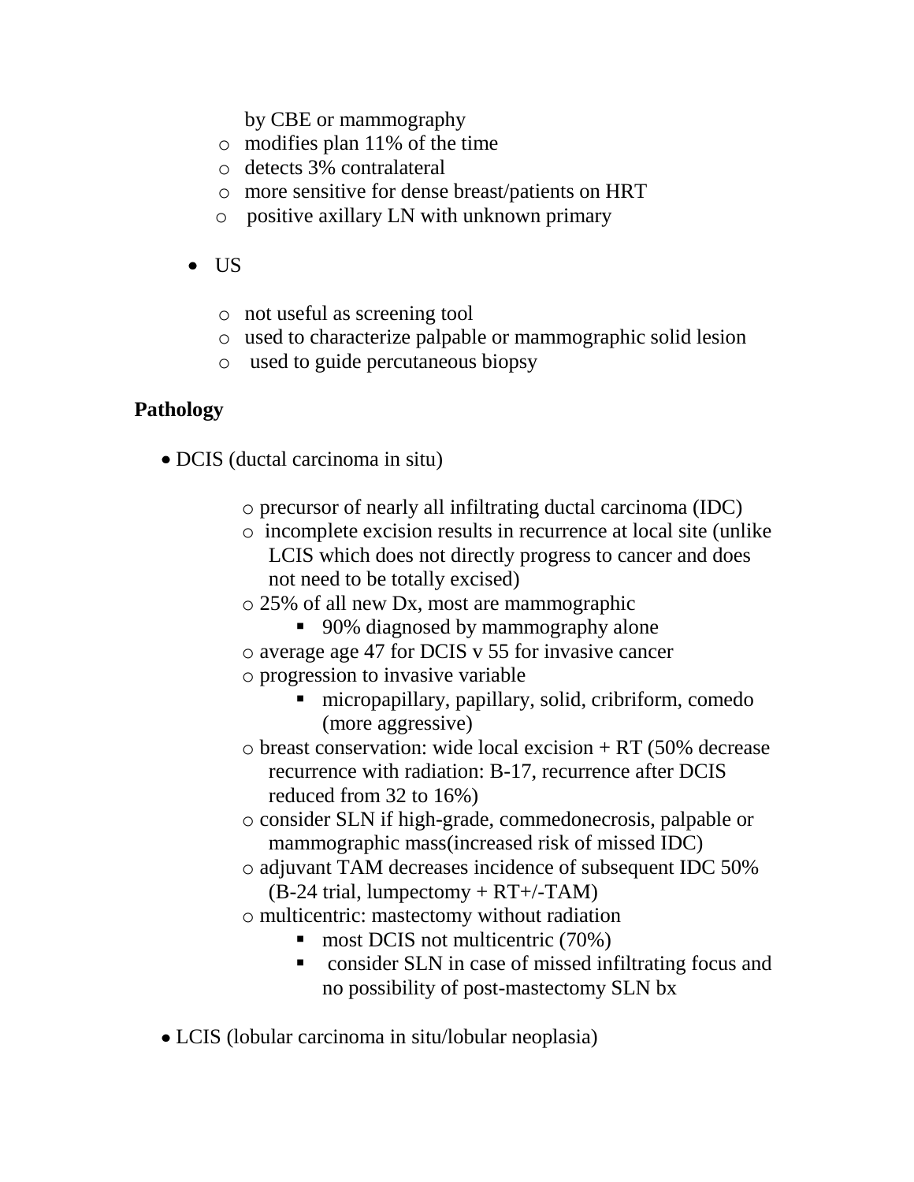by CBE or mammography
  - modifies plan 11% of the time
  - detects 3% contralateral
  - more sensitive for dense breast/patients on HRT
  - positive axillary LN with unknown primary

- US
  - not useful as screening tool
  - used to characterize palpable or mammographic solid lesion
  - used to guide percutaneous biopsy

**Pathology**

- DCIS (ductal carcinoma in situ)
  - precursor of nearly all infiltrating ductal carcinoma (IDC)
  - incomplete excision results in recurrence at local site (unlike LCIS which does not directly progress to cancer and does not need to be totally excised)
  - 25% of all new Dx, most are mammographic
    - 90% diagnosed by mammography alone
  - average age 47 for DCIS v 55 for invasive cancer
  - progression to invasive variable
    - micropapillary, papillary, solid, cribriform, comedo (more aggressive)
  - breast conservation: wide local excision + RT (50% decrease recurrence with radiation: B-17, recurrence after DCIS reduced from 32 to 16%)
  - consider SLN if high-grade, commedonecrosis, palpable or mammographic mass(increased risk of missed IDC)
  - adjuvant TAM decreases incidence of subsequent IDC 50% (B-24 trial, lumpectomy + RT+/-TAM)
  - multicentric: mastectomy without radiation
    - most DCIS not multicentric (70%)
    - consider SLN in case of missed infiltrating focus and no possibility of post-mastectomy SLN bx

- LCIS (lobular carcinoma in situ/lobular neoplasia)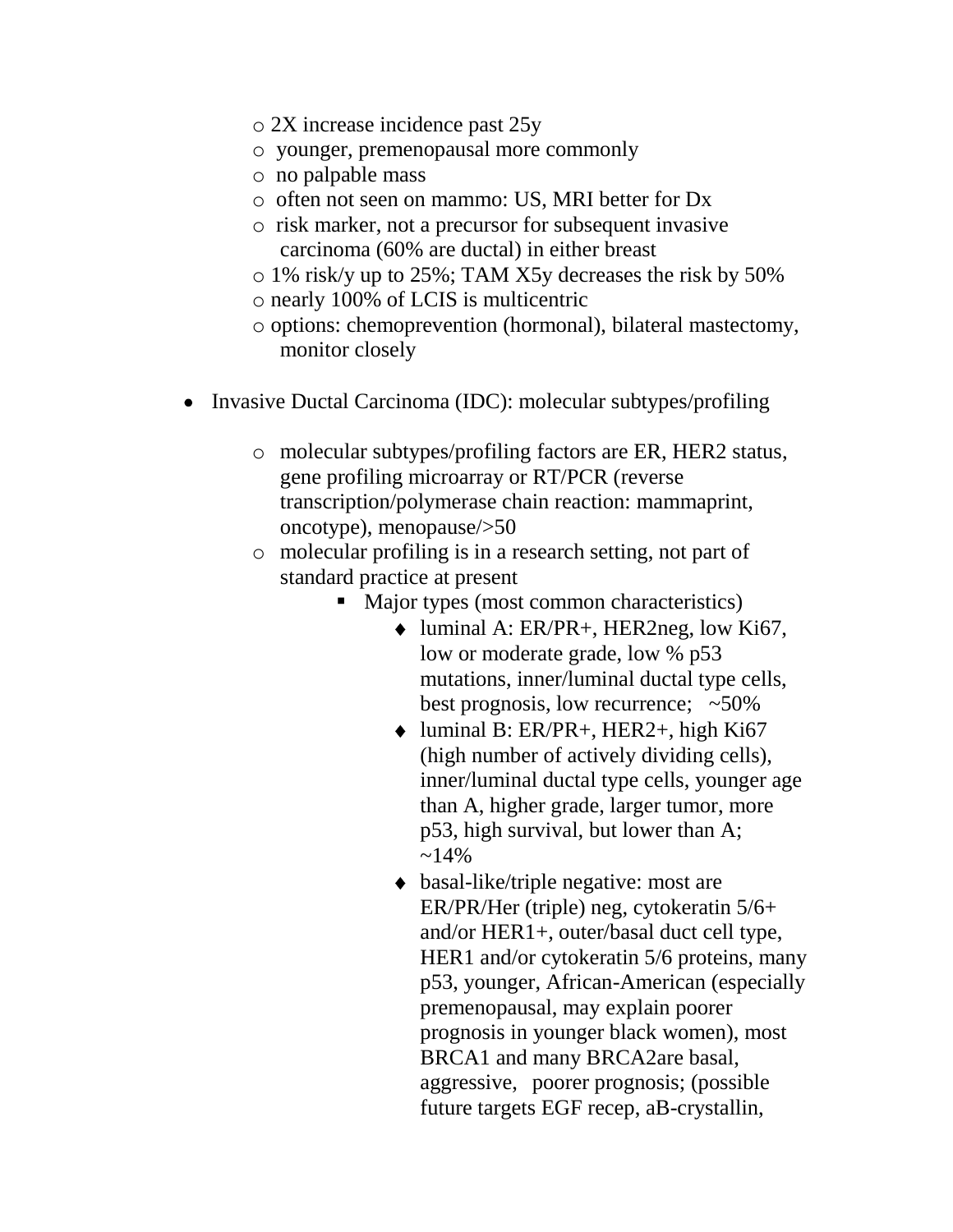- 2X increase incidence past 25y
- younger, premenopausal more commonly
- no palpable mass
- often not seen on mammo: US, MRI better for Dx
- risk marker, not a precursor for subsequent invasive carcinoma (60% are ductal) in either breast
- 1% risk/y up to 25%; TAM X5y decreases the risk by 50%
- nearly 100% of LCIS is multicentric
- options: chemoprevention (hormonal), bilateral mastectomy, monitor closely

- Invasive Ductal Carcinoma (IDC): molecular subtypes/profiling

  - molecular subtypes/profiling factors are ER, HER2 status, gene profiling microarray or RT/PCR (reverse transcription/polymerase chain reaction: mammaprint, oncotype), menopause/>50
  - molecular profiling is in a research setting, not part of standard practice at present
    - Major types (most common characteristics)
      - luminal A: ER/PR+, HER2neg, low Ki67, low or moderate grade, low % p53 mutations, inner/luminal ductal type cells, best prognosis, low recurrence; ~50%
      - luminal B: ER/PR+, HER2+, high Ki67 (high number of actively dividing cells), inner/luminal ductal type cells, younger age than A, higher grade, larger tumor, more p53, high survival, but lower than A; ~14%
      - basal-like/triple negative: most are ER/PR/Her (triple) neg, cytokeratin 5/6+ and/or HER1+, outer/basal duct cell type, HER1 and/or cytokeratin 5/6 proteins, many p53, younger, African-American (especially premenopausal, may explain poorer prognosis in younger black women), most BRCA1 and many BRCA2are basal, aggressive, poorer prognosis; (possible future targets EGF recep, aB-crystallin,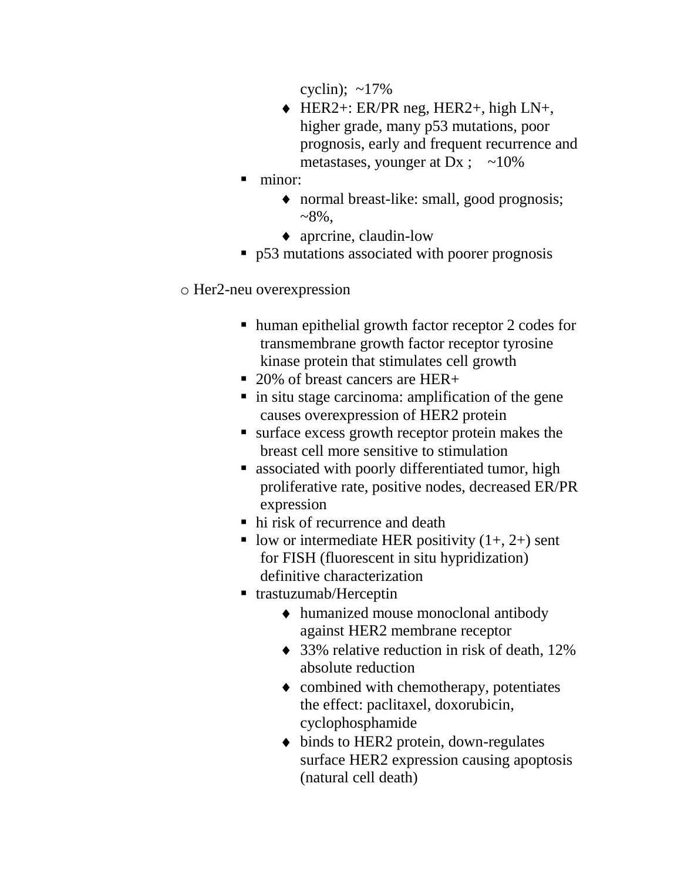- cyclin); ~17%
    - HER2+: ER/PR neg, HER2+, high LN+, higher grade, many p53 mutations, poor prognosis, early and frequent recurrence and metastases, younger at Dx ; ~10%
  - minor:
    - normal breast-like: small, good prognosis; ~8%,
    - aprcrine, claudin-low
  - p53 mutations associated with poorer prognosis

- Her2-neu overexpression

  - human epithelial growth factor receptor 2 codes for transmembrane growth factor receptor tyrosine kinase protein that stimulates cell growth
  - 20% of breast cancers are HER+
  - in situ stage carcinoma: amplification of the gene causes overexpression of HER2 protein
  - surface excess growth receptor protein makes the breast cell more sensitive to stimulation
  - associated with poorly differentiated tumor, high proliferative rate, positive nodes, decreased ER/PR expression
  - hi risk of recurrence and death
  - low or intermediate HER positivity (1+, 2+) sent for FISH (fluorescent in situ hypridization) definitive characterization
  - trastuzumab/Herceptin
    - humanized mouse monoclonal antibody against HER2 membrane receptor
    - 33% relative reduction in risk of death, 12% absolute reduction
    - combined with chemotherapy, potentiates the effect: paclitaxel, doxorubicin, cyclophosphamide
    - binds to HER2 protein, down-regulates surface HER2 expression causing apoptosis (natural cell death)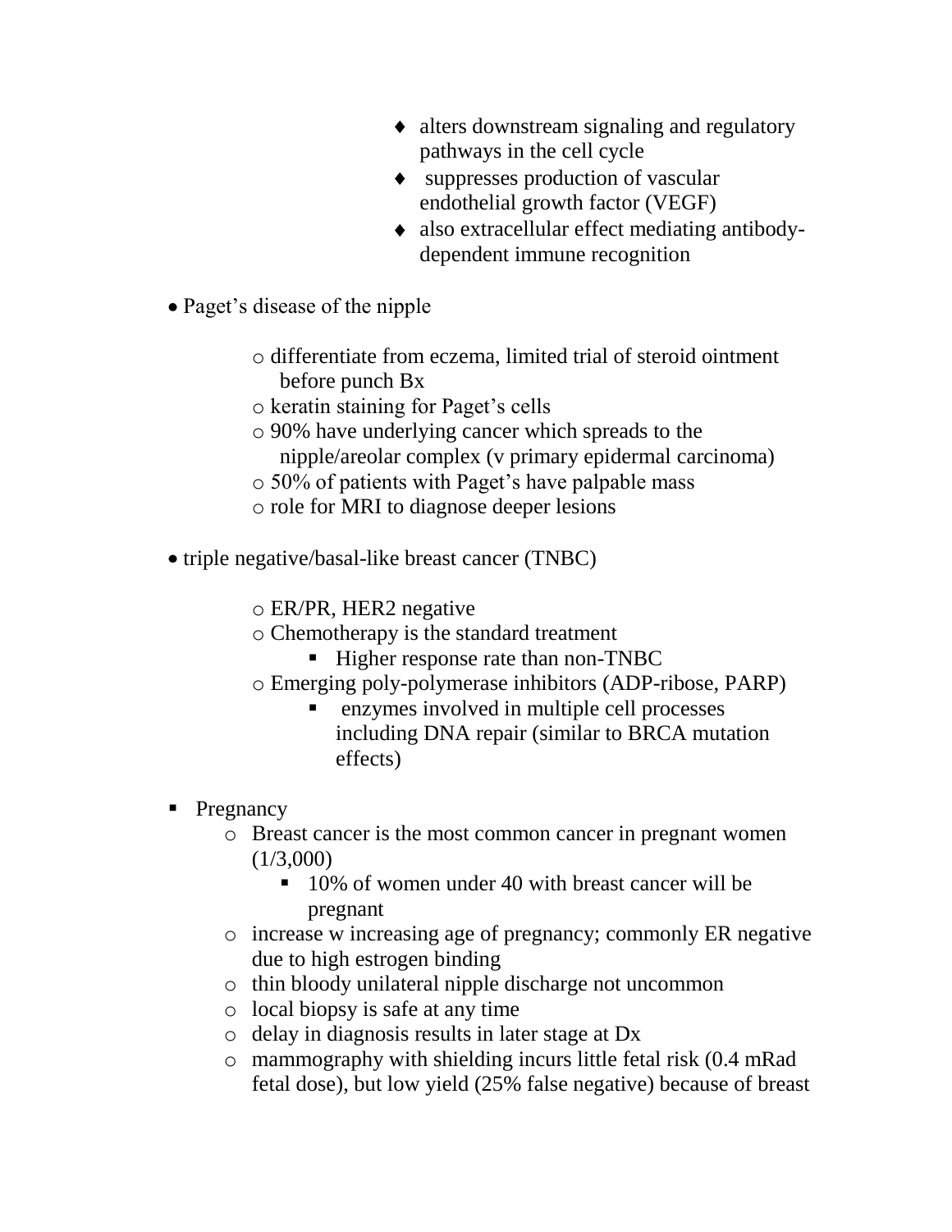- alters downstream signaling and regulatory pathways in the cell cycle
        - suppresses production of vascular endothelial growth factor (VEGF)
        - also extracellular effect mediating antibody-dependent immune recognition

- Paget's disease of the nipple
    - differentiate from eczema, limited trial of steroid ointment before punch Bx
    - keratin staining for Paget's cells
    - 90% have underlying cancer which spreads to the nipple/areolar complex (v primary epidermal carcinoma)
    - 50% of patients with Paget's have palpable mass
    - role for MRI to diagnose deeper lesions

- triple negative/basal-like breast cancer (TNBC)
    - ER/PR, HER2 negative
    - Chemotherapy is the standard treatment
        - Higher response rate than non-TNBC
    - Emerging poly-polymerase inhibitors (ADP-ribose, PARP)
        - enzymes involved in multiple cell processes including DNA repair (similar to BRCA mutation effects)

- Pregnancy
    - Breast cancer is the most common cancer in pregnant women (1/3,000)
        - 10% of women under 40 with breast cancer will be pregnant
    - increase w increasing age of pregnancy; commonly ER negative due to high estrogen binding
    - thin bloody unilateral nipple discharge not uncommon
    - local biopsy is safe at any time
    - delay in diagnosis results in later stage at Dx
    - mammography with shielding incurs little fetal risk (0.4 mRad fetal dose), but low yield (25% false negative) because of breast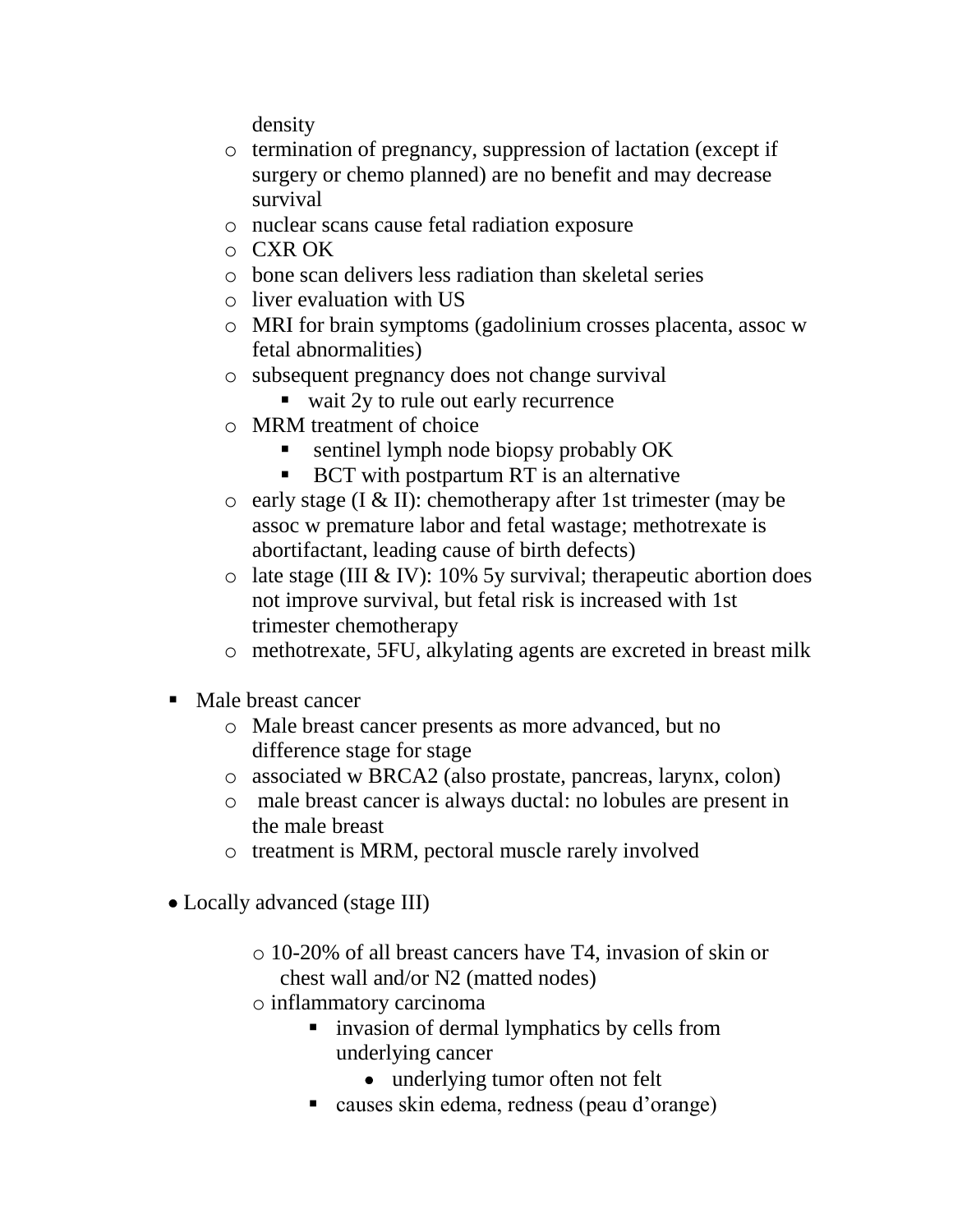density

- termination of pregnancy, suppression of lactation (except if surgery or chemo planned) are no benefit and may decrease survival
- nuclear scans cause fetal radiation exposure
- CXR OK
- bone scan delivers less radiation than skeletal series
- liver evaluation with US
- MRI for brain symptoms (gadolinium crosses placenta, assoc w fetal abnormalities)
- subsequent pregnancy does not change survival
  - wait 2y to rule out early recurrence
- MRM treatment of choice
  - sentinel lymph node biopsy probably OK
  - BCT with postpartum RT is an alternative
- early stage (I & II): chemotherapy after 1st trimester (may be assoc w premature labor and fetal wastage; methotrexate is abortifactant, leading cause of birth defects)
- late stage (III & IV): 10% 5y survival; therapeutic abortion does not improve survival, but fetal risk is increased with 1st trimester chemotherapy
- methotrexate, 5FU, alkylating agents are excreted in breast milk

- Male breast cancer
  - Male breast cancer presents as more advanced, but no difference stage for stage
  - associated w BRCA2 (also prostate, pancreas, larynx, colon)
  - male breast cancer is always ductal: no lobules are present in the male breast
  - treatment is MRM, pectoral muscle rarely involved

- Locally advanced (stage III)
  - 10-20% of all breast cancers have T4, invasion of skin or chest wall and/or N2 (matted nodes)
  - inflammatory carcinoma
    - invasion of dermal lymphatics by cells from underlying cancer
      - underlying tumor often not felt
    - causes skin edema, redness (peau d'orange)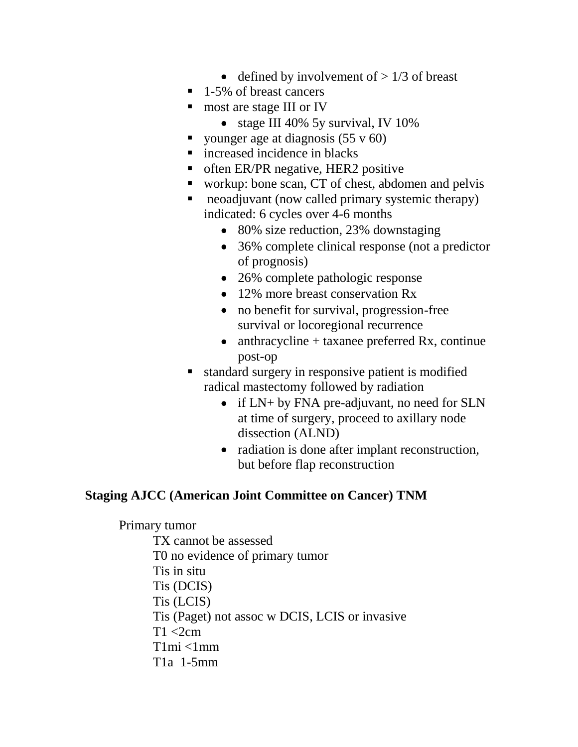- defined by involvement of > 1/3 of breast
        - 1-5% of breast cancers
        - most are stage III or IV
            - stage III 40% 5y survival, IV 10%
        - younger age at diagnosis (55 v 60)
        - increased incidence in blacks
        - often ER/PR negative, HER2 positive
        - workup: bone scan, CT of chest, abdomen and pelvis
        - neoadjuvant (now called primary systemic therapy) indicated: 6 cycles over 4-6 months
            - 80% size reduction, 23% downstaging
            - 36% complete clinical response (not a predictor of prognosis)
            - 26% complete pathologic response
            - 12% more breast conservation Rx
            - no benefit for survival, progression-free survival or locoregional recurrence
            - anthracycline + taxanee preferred Rx, continue post-op
        - standard surgery in responsive patient is modified radical mastectomy followed by radiation
            - if LN+ by FNA pre-adjuvant, no need for SLN at time of surgery, proceed to axillary node dissection (ALND)
            - radiation is done after implant reconstruction, but before flap reconstruction

**Staging AJCC (American Joint Committee on Cancer) TNM**

Primary tumor

TX cannot be assessed  
T0 no evidence of primary tumor  
Tis in situ  
Tis (DCIS)  
Tis (LCIS)  
Tis (Paget) not assoc w DCIS, LCIS or invasive  
T1 <2cm  
T1mi <1mm  
T1a 1-5mm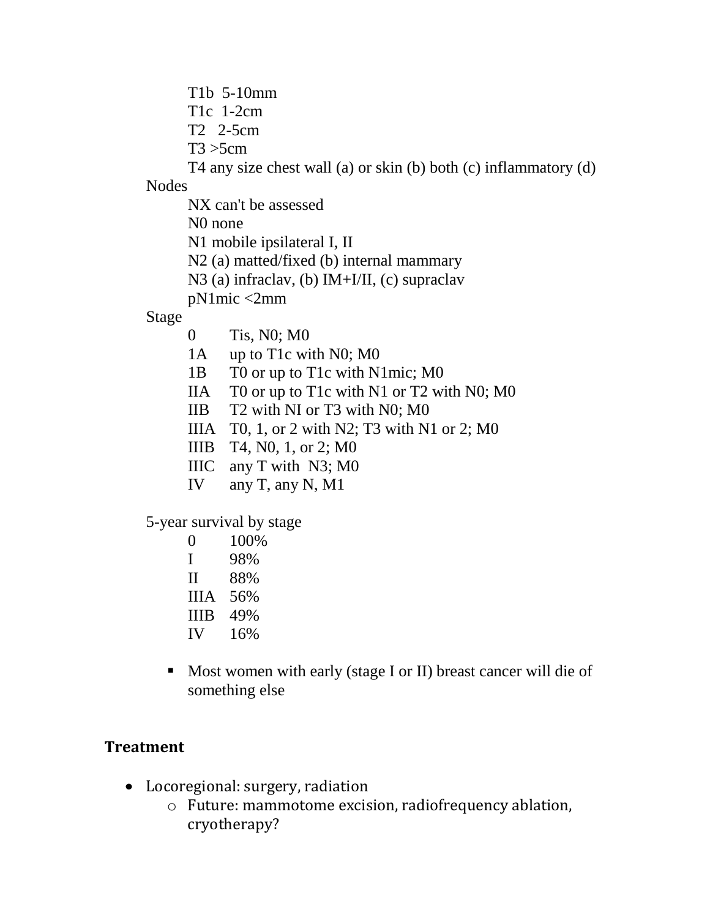- T1b 5-10mm
- T1c 1-2cm
- T2 2-5cm
- T3 >5cm
- T4 any size chest wall (a) or skin (b) both (c) inflammatory (d)

Nodes

- NX can't be assessed
- N0 none
- N1 mobile ipsilateral I, II
- N2 (a) matted/fixed (b) internal mammary
- N3 (a) infraclav, (b) IM+I/II, (c) supraclav
- pN1mic <2mm

Stage

| | |
|---|---|
| 0 | Tis, N0; M0 |
| 1A | up to T1c with N0; M0 |
| 1B | T0 or up to T1c with N1mic; M0 |
| IIA | T0 or up to T1c with N1 or T2 with N0; M0 |
| IIB | T2 with NI or T3 with N0; M0 |
| IIIA | T0, 1, or 2 with N2; T3 with N1 or 2; M0 |
| IIIB | T4, N0, 1, or 2; M0 |
| IIIC | any T with N3; M0 |
| IV | any T, any N, M1 |

5-year survival by stage

| | |
|---|---|
| 0 | 100% |
| I | 98% |
| II | 88% |
| IIIA | 56% |
| IIIB | 49% |
| IV | 16% |

- Most women with early (stage I or II) breast cancer will die of something else

**Treatment**

- Locoregional: surgery, radiation
  - Future: mammotome excision, radiofrequency ablation, cryotherapy?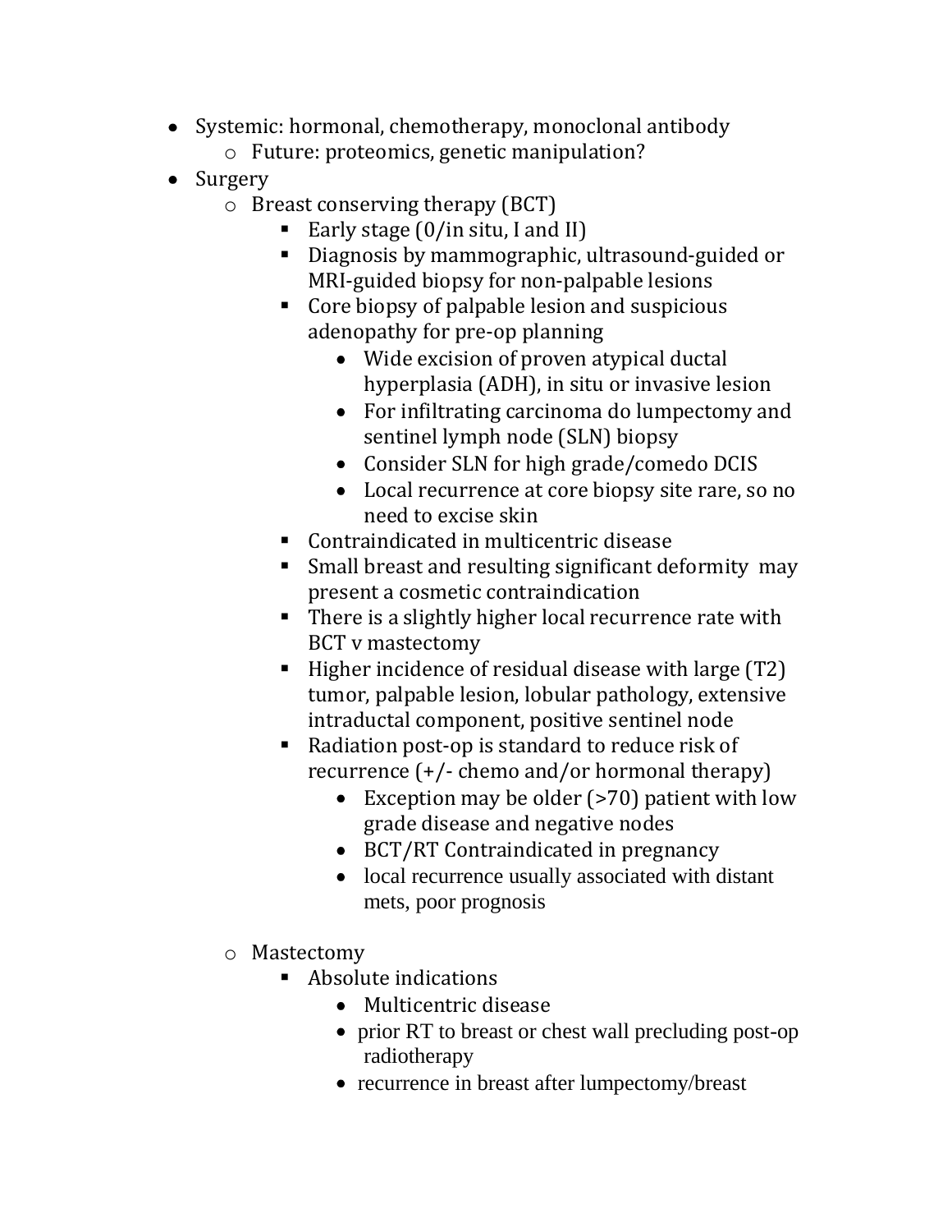- Systemic: hormonal, chemotherapy, monoclonal antibody
  - Future: proteomics, genetic manipulation?
- Surgery
  - Breast conserving therapy (BCT)
    - Early stage (0/in situ, I and II)
    - Diagnosis by mammographic, ultrasound-guided or MRI-guided biopsy for non-palpable lesions
    - Core biopsy of palpable lesion and suspicious adenopathy for pre-op planning
      - Wide excision of proven atypical ductal hyperplasia (ADH), in situ or invasive lesion
      - For infiltrating carcinoma do lumpectomy and sentinel lymph node (SLN) biopsy
      - Consider SLN for high grade/comedo DCIS
      - Local recurrence at core biopsy site rare, so no need to excise skin
    - Contraindicated in multicentric disease
    - Small breast and resulting significant deformity may present a cosmetic contraindication
    - There is a slightly higher local recurrence rate with BCT v mastectomy
    - Higher incidence of residual disease with large (T2) tumor, palpable lesion, lobular pathology, extensive intraductal component, positive sentinel node
    - Radiation post-op is standard to reduce risk of recurrence (+/- chemo and/or hormonal therapy)
      - Exception may be older (>70) patient with low grade disease and negative nodes
      - BCT/RT Contraindicated in pregnancy
      - local recurrence usually associated with distant mets, poor prognosis

  - Mastectomy
    - Absolute indications
      - Multicentric disease
      - prior RT to breast or chest wall precluding post-op radiotherapy
      - recurrence in breast after lumpectomy/breast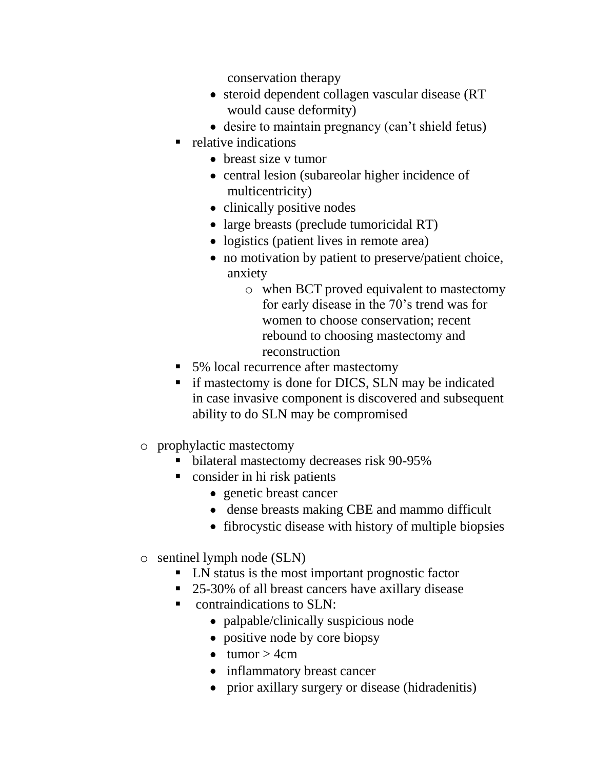- conservation therapy
        - steroid dependent collagen vascular disease (RT would cause deformity)
        - desire to maintain pregnancy (can't shield fetus)
    - relative indications
        - breast size v tumor
        - central lesion (subareolar higher incidence of multicentricity)
        - clinically positive nodes
        - large breasts (preclude tumoricidal RT)
        - logistics (patient lives in remote area)
        - no motivation by patient to preserve/patient choice, anxiety
            - when BCT proved equivalent to mastectomy for early disease in the 70's trend was for women to choose conservation; recent rebound to choosing mastectomy and reconstruction
    - 5% local recurrence after mastectomy
    - if mastectomy is done for DICS, SLN may be indicated in case invasive component is discovered and subsequent ability to do SLN may be compromised

- prophylactic mastectomy
    - bilateral mastectomy decreases risk 90-95%
    - consider in hi risk patients
        - genetic breast cancer
        - dense breasts making CBE and mammo difficult
        - fibrocystic disease with history of multiple biopsies

- sentinel lymph node (SLN)
    - LN status is the most important prognostic factor
    - 25-30% of all breast cancers have axillary disease
    - contraindications to SLN:
        - palpable/clinically suspicious node
        - positive node by core biopsy
        - tumor > 4cm
        - inflammatory breast cancer
        - prior axillary surgery or disease (hidradenitis)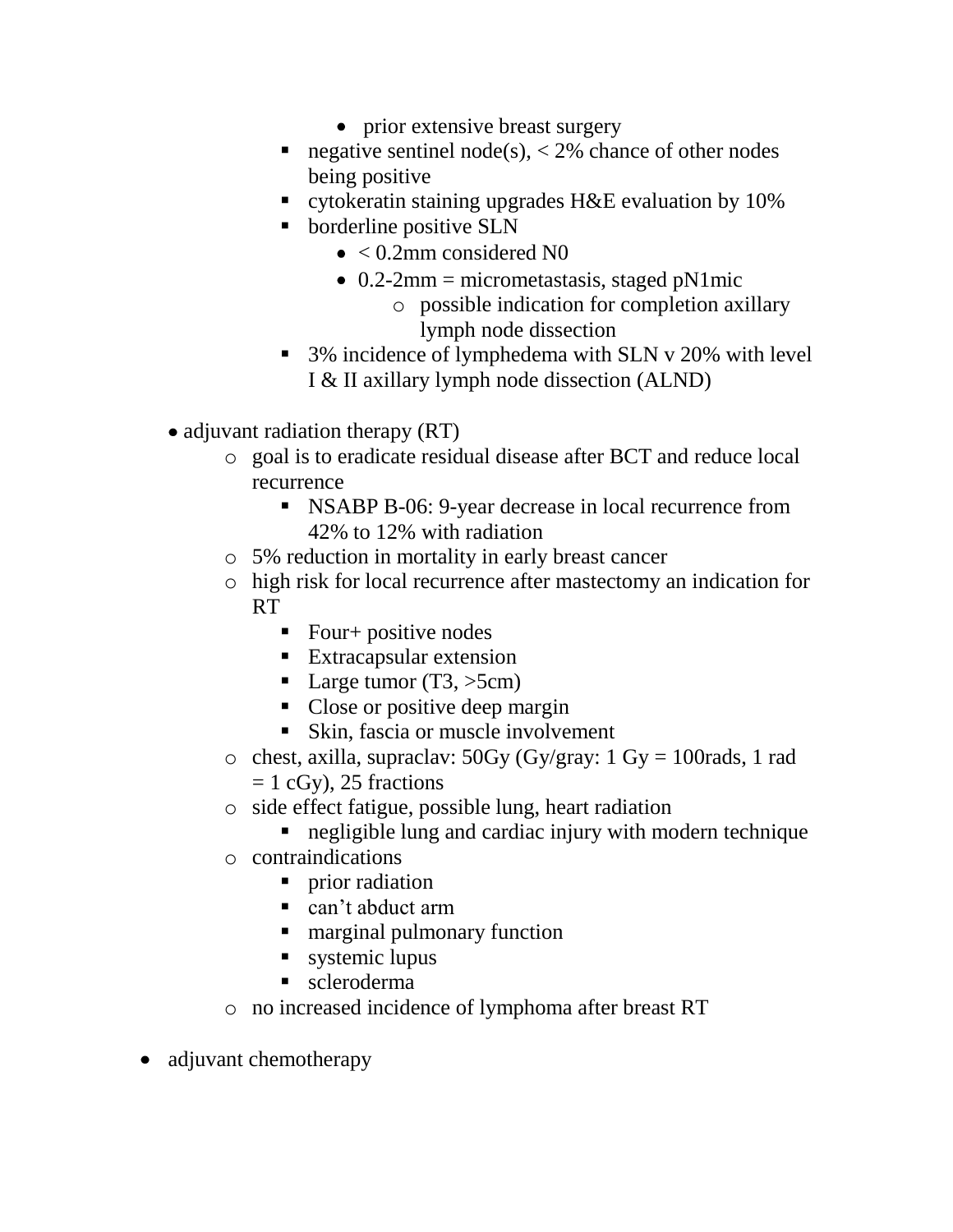- prior extensive breast surgery
      - negative sentinel node(s), < 2% chance of other nodes being positive
      - cytokeratin staining upgrades H&E evaluation by 10%
      - borderline positive SLN
        - < 0.2mm considered N0
        - 0.2-2mm = micrometastasis, staged pN1mic
          - possible indication for completion axillary lymph node dissection
      - 3% incidence of lymphedema with SLN v 20% with level I & II axillary lymph node dissection (ALND)

  - adjuvant radiation therapy (RT)
    - goal is to eradicate residual disease after BCT and reduce local recurrence
      - NSABP B-06: 9-year decrease in local recurrence from 42% to 12% with radiation
    - 5% reduction in mortality in early breast cancer
    - high risk for local recurrence after mastectomy an indication for RT
      - Four+ positive nodes
      - Extracapsular extension
      - Large tumor (T3, >5cm)
      - Close or positive deep margin
      - Skin, fascia or muscle involvement
    - chest, axilla, supraclav: 50Gy (Gy/gray: 1 Gy = 100rads, 1 rad = 1 cGy), 25 fractions
    - side effect fatigue, possible lung, heart radiation
      - negligible lung and cardiac injury with modern technique
    - contraindications
      - prior radiation
      - can't abduct arm
      - marginal pulmonary function
      - systemic lupus
      - scleroderma
    - no increased incidence of lymphoma after breast RT

- adjuvant chemotherapy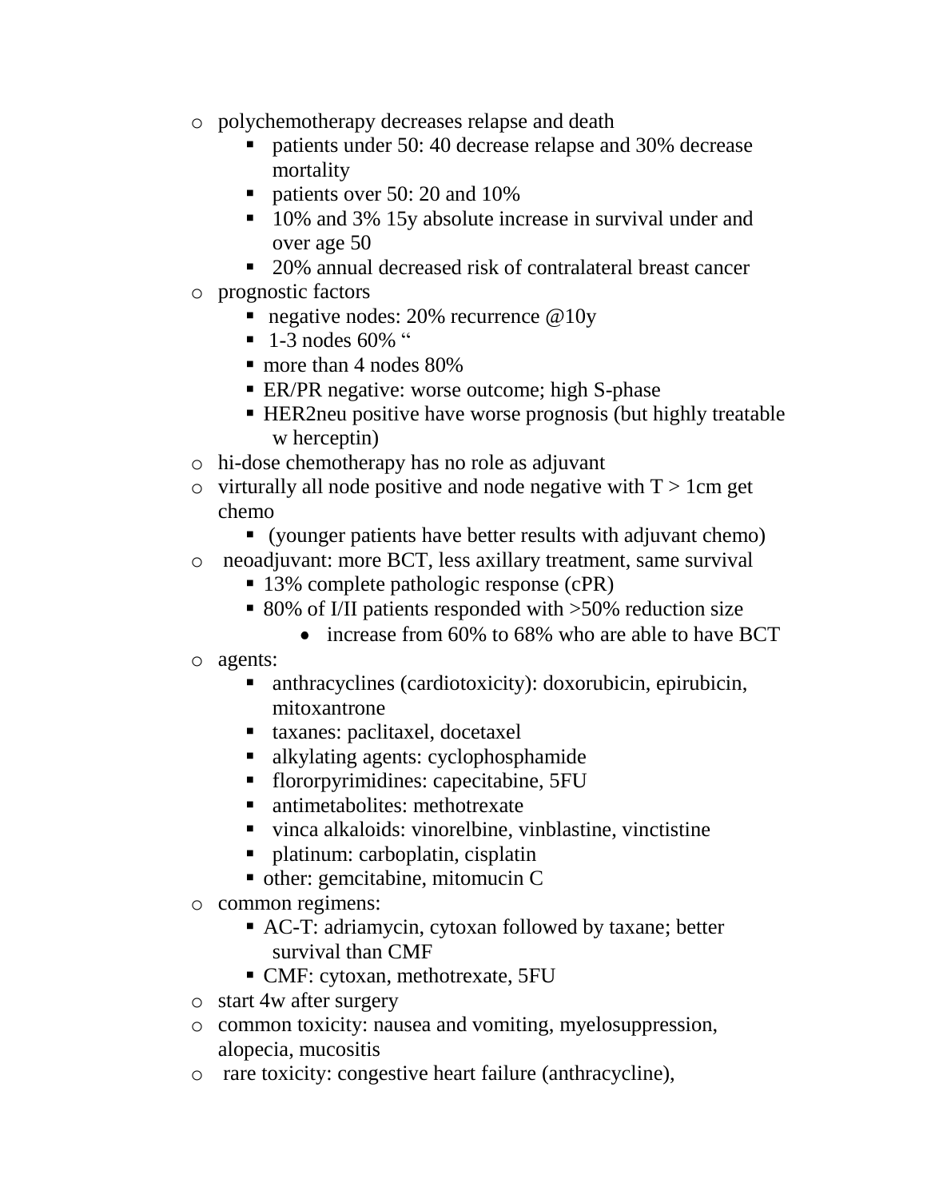- polychemotherapy decreases relapse and death
    - patients under 50: 40 decrease relapse and 30% decrease mortality
    - patients over 50: 20 and 10%
    - 10% and 3% 15y absolute increase in survival under and over age 50
    - 20% annual decreased risk of contralateral breast cancer
- prognostic factors
    - negative nodes: 20% recurrence @10y
    - 1-3 nodes 60% "
    - more than 4 nodes 80%
    - ER/PR negative: worse outcome; high S-phase
    - HER2neu positive have worse prognosis (but highly treatable w herceptin)
- hi-dose chemotherapy has no role as adjuvant
- virturally all node positive and node negative with T > 1cm get chemo
    - (younger patients have better results with adjuvant chemo)
- neoadjuvant: more BCT, less axillary treatment, same survival
    - 13% complete pathologic response (cPR)
    - 80% of I/II patients responded with >50% reduction size
        - increase from 60% to 68% who are able to have BCT
- agents:
    - anthracyclines (cardiotoxicity): doxorubicin, epirubicin, mitoxantrone
    - taxanes: paclitaxel, docetaxel
    - alkylating agents: cyclophosphamide
    - fllororpyrimidines: capecitabine, 5FU
    - antimetabolites: methotrexate
    - vinca alkaloids: vinorelbine, vinblastine, vinctistine
    - platinum: carboplatin, cisplatin
    - other: gemcitabine, mitomucin C
- common regimens:
    - AC-T: adriamycin, cytoxan followed by taxane; better survival than CMF
    - CMF: cytoxan, methotrexate, 5FU
- start 4w after surgery
- common toxicity: nausea and vomiting, myelosuppression, alopecia, mucositis
- rare toxicity: congestive heart failure (anthracycline),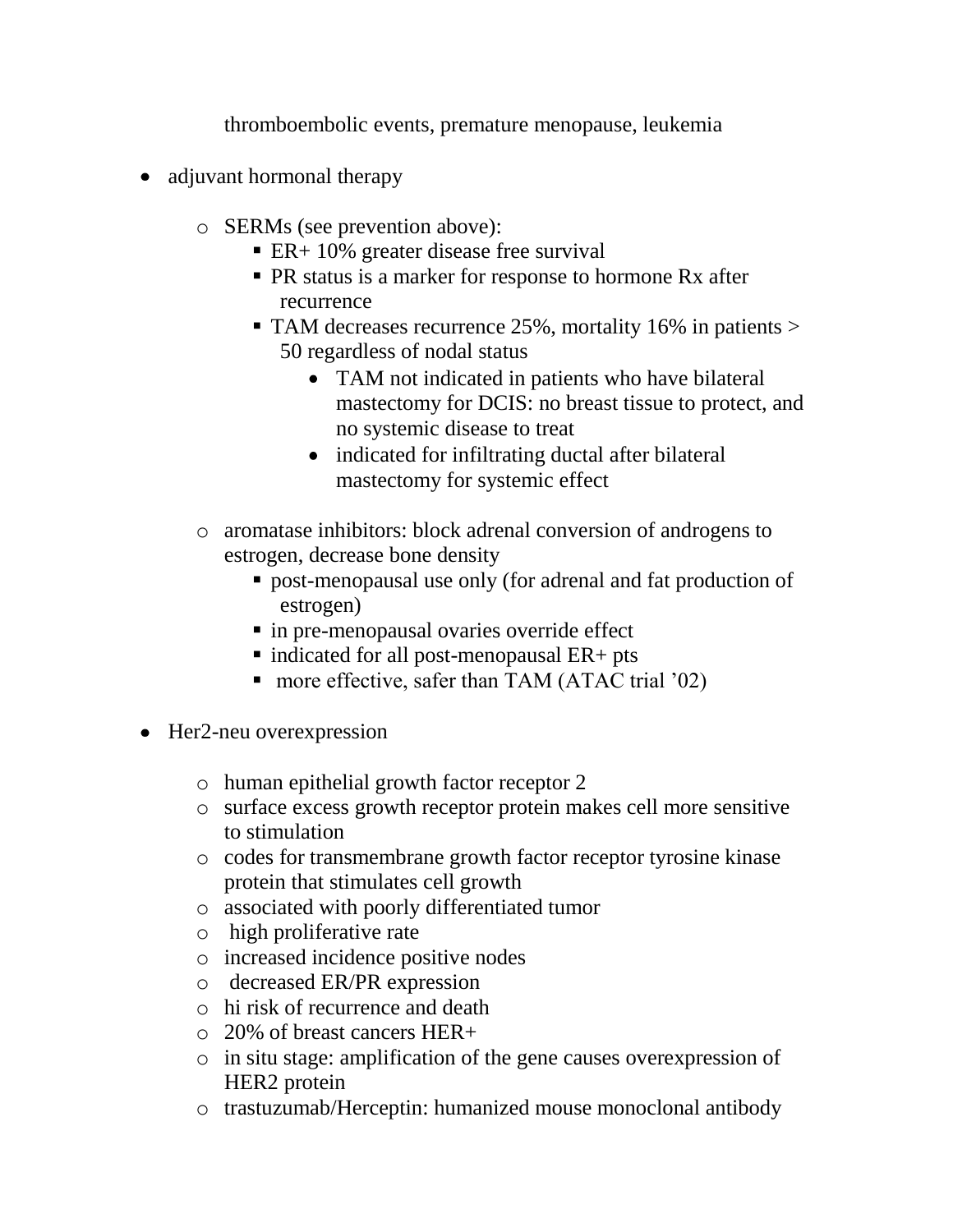thromboembolic events, premature menopause, leukemia

- adjuvant hormonal therapy
    - SERMs (see prevention above):
        - ER+ 10% greater disease free survival
        - PR status is a marker for response to hormone Rx after recurrence
        - TAM decreases recurrence 25%, mortality 16% in patients > 50 regardless of nodal status
            - TAM not indicated in patients who have bilateral mastectomy for DCIS: no breast tissue to protect, and no systemic disease to treat
            - indicated for infiltrating ductal after bilateral mastectomy for systemic effect
    - aromatase inhibitors: block adrenal conversion of androgens to estrogen, decrease bone density
        - post-menopausal use only (for adrenal and fat production of estrogen)
        - in pre-menopausal ovaries override effect
        - indicated for all post-menopausal ER+ pts
        - more effective, safer than TAM (ATAC trial '02)
- Her2-neu overexpression
    - human epithelial growth factor receptor 2
    - surface excess growth receptor protein makes cell more sensitive to stimulation
    - codes for transmembrane growth factor receptor tyrosine kinase protein that stimulates cell growth
    - associated with poorly differentiated tumor
    - high proliferative rate
    - increased incidence positive nodes
    - decreased ER/PR expression
    - hi risk of recurrence and death
    - 20% of breast cancers HER+
    - in situ stage: amplification of the gene causes overexpression of HER2 protein
    - trastuzumab/Herceptin: humanized mouse monoclonal antibody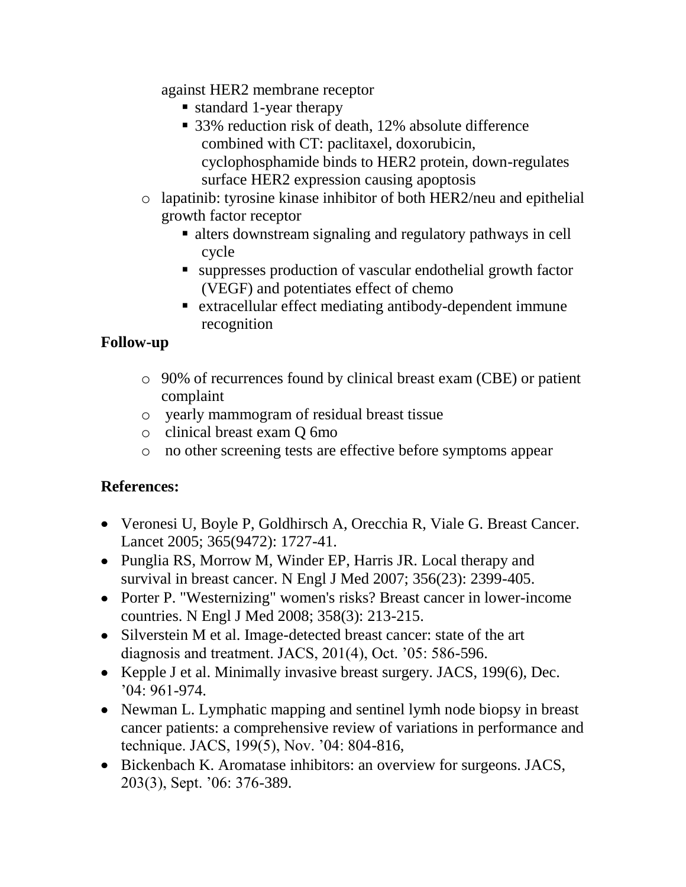against HER2 membrane receptor

  - standard 1-year therapy
  - 33% reduction risk of death, 12% absolute difference combined with CT: paclitaxel, doxorubicin, cyclophosphamide binds to HER2 protein, down-regulates surface HER2 expression causing apoptosis

- lapatinib: tyrosine kinase inhibitor of both HER2/neu and epithelial growth factor receptor
  - alters downstream signaling and regulatory pathways in cell cycle
  - suppresses production of vascular endothelial growth factor (VEGF) and potentiates effect of chemo
  - extracellular effect mediating antibody-dependent immune recognition

**Follow-up**

- 90% of recurrences found by clinical breast exam (CBE) or patient complaint
- yearly mammogram of residual breast tissue
- clinical breast exam Q 6mo
- no other screening tests are effective before symptoms appear

**References:**

- Veronesi U, Boyle P, Goldhirsch A, Orecchia R, Viale G. Breast Cancer. Lancet 2005; 365(9472): 1727-41.
- Punglia RS, Morrow M, Winder EP, Harris JR. Local therapy and survival in breast cancer. N Engl J Med 2007; 356(23): 2399-405.
- Porter P. "Westernizing" women's risks? Breast cancer in lower-income countries. N Engl J Med 2008; 358(3): 213-215.
- Silverstein M et al. Image-detected breast cancer: state of the art diagnosis and treatment. JACS, 201(4), Oct. '05: 586-596.
- Kepple J et al. Minimally invasive breast surgery. JACS, 199(6), Dec. '04: 961-974.
- Newman L. Lymphatic mapping and sentinel lymh node biopsy in breast cancer patients: a comprehensive review of variations in performance and technique. JACS, 199(5), Nov. '04: 804-816,
- Bickenbach K. Aromatase inhibitors: an overview for surgeons. JACS, 203(3), Sept. '06: 376-389.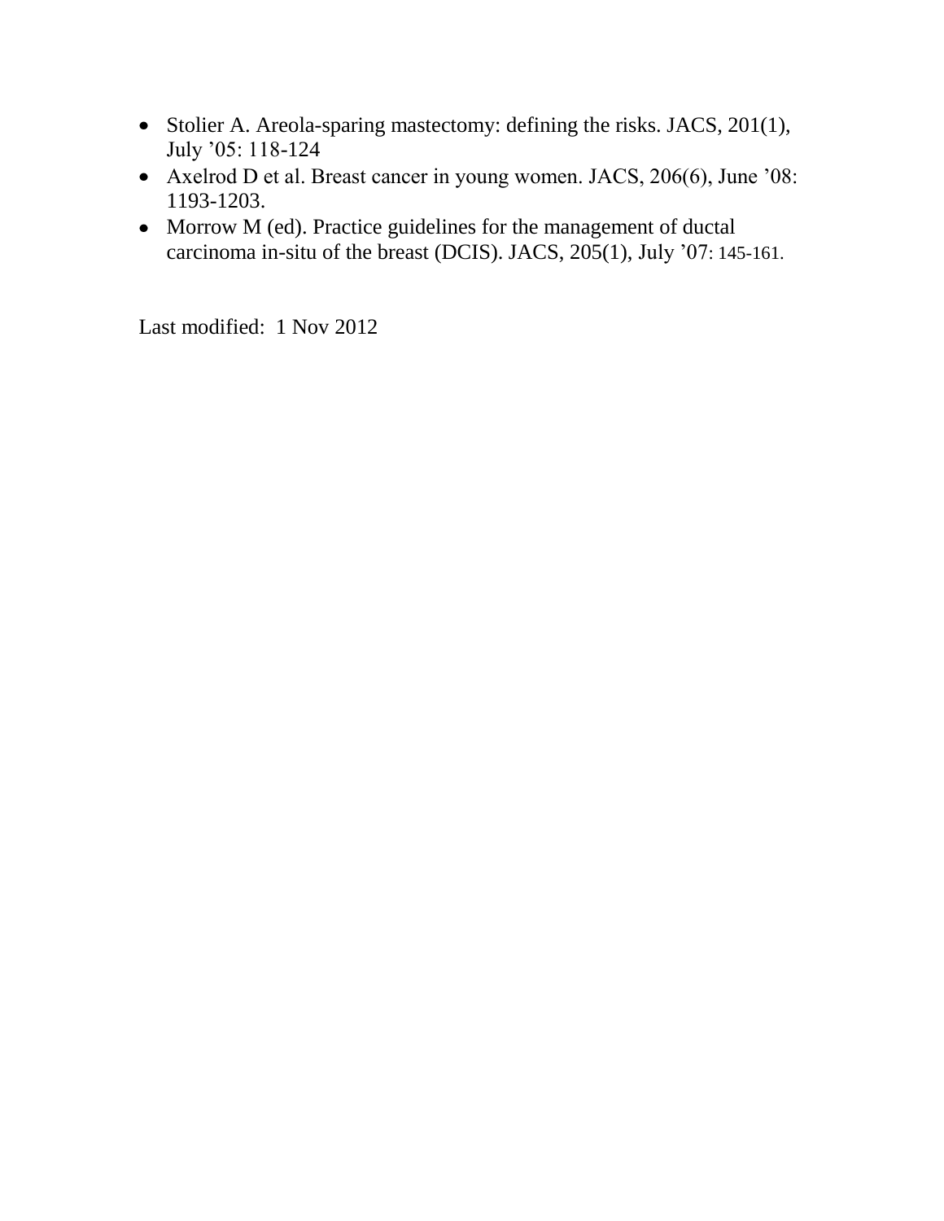- Stolier A. Areola-sparing mastectomy: defining the risks. JACS, 201(1), July ’05: 118-124
- Axelrod D et al. Breast cancer in young women. JACS, 206(6), June ’08: 1193-1203.
- Morrow M (ed). Practice guidelines for the management of ductal carcinoma in-situ of the breast (DCIS). JACS, 205(1), July ’07: 145-161.

Last modified: 1 Nov 2012